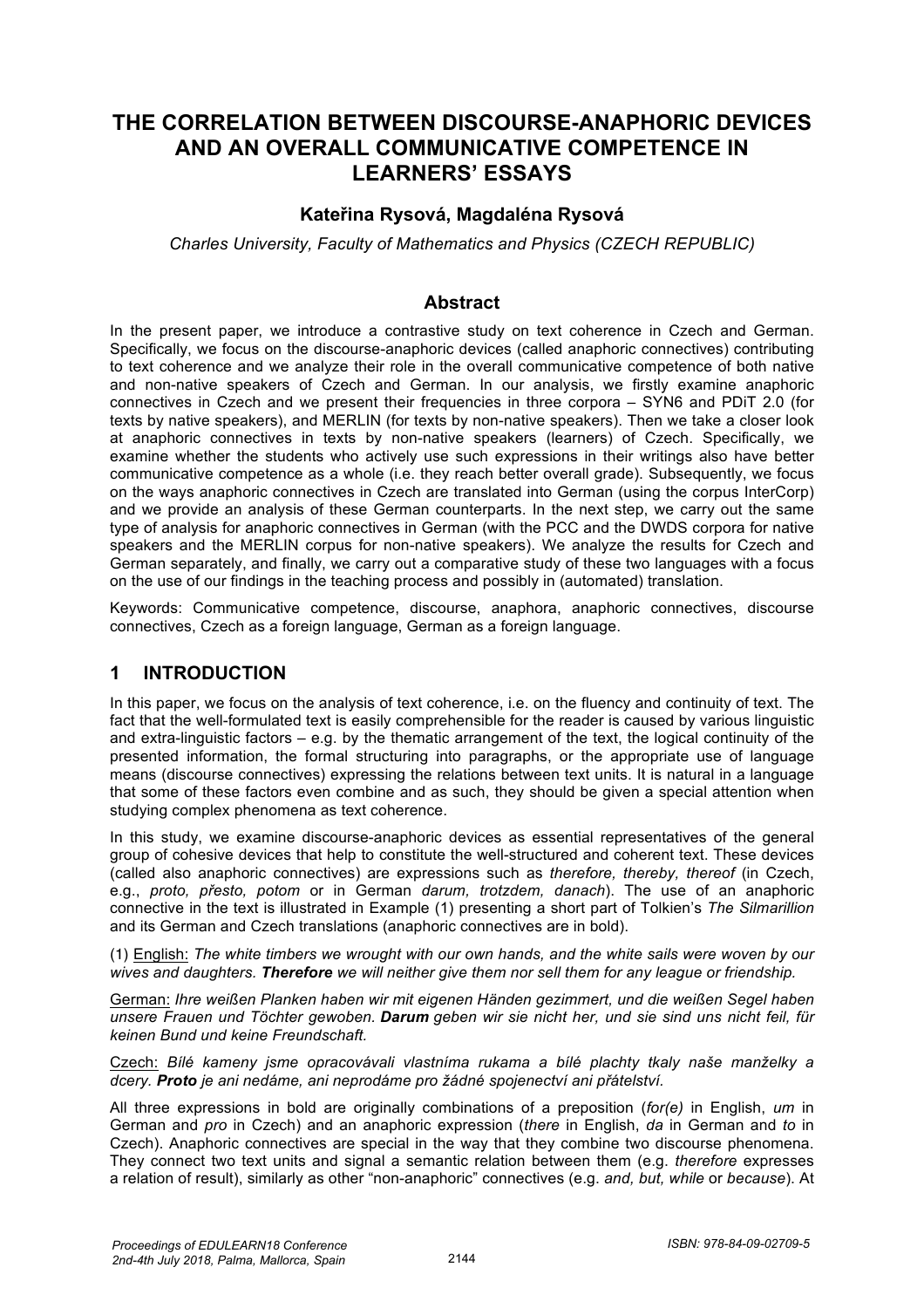# THE CORRELATION BETWEEN DISCOURSE-ANAPHORIC DEVICES AND AN OVERALL COMMUNICATIVE COMPETENCE IN LEARNERS' ESSAYS

**Kateřina Rysová, Magdaléna Rysová**

*Charles University, Faculty of Mathematics and Physics (CZECH REPUBLIC)*

## Abstract

In the present paper, we introduce a contrastive study on text coherence in Czech and German. Specifically, we focus on the discourse-anaphoric devices (called anaphoric connectives) contributing to text coherence and we analyze their role in the overall communicative competence of both native and non-native speakers of Czech and German. In our analysis, we firstly examine anaphoric connectives in Czech and we present their frequencies in three corpora – SYN6 and PDiT 2.0 (for texts by native speakers), and MERLIN (for texts by non-native speakers). Then we take a closer look at anaphoric connectives in texts by non-native speakers (learners) of Czech. Specifically, we examine whether the students who actively use such expressions in their writings also have better communicative competence as a whole (i.e. they reach better overall grade). Subsequently, we focus on the ways anaphoric connectives in Czech are translated into German (using the corpus InterCorp) and we provide an analysis of these German counterparts. In the next step, we carry out the same type of analysis for anaphoric connectives in German (with the PCC and the DWDS corpora for native speakers and the MERLIN corpus for non-native speakers). We analyze the results for Czech and German separately, and finally, we carry out a comparative study of these two languages with a focus on the use of our findings in the teaching process and possibly in (automated) translation.

Keywords: Communicative competence, discourse, anaphora, anaphoric connectives, discourse connectives, Czech as a foreign language, German as a foreign language.

## 1 INTRODUCTION

In this paper, we focus on the analysis of text coherence, i.e. on the fluency and continuity of text. The fact that the well-formulated text is easily comprehensible for the reader is caused by various linguistic and extra-linguistic factors – e.g. by the thematic arrangement of the text, the logical continuity of the presented information, the formal structuring into paragraphs, or the appropriate use of language means (discourse connectives) expressing the relations between text units. It is natural in a language that some of these factors even combine and as such, they should be given a special attention when studying complex phenomena as text coherence.

In this study, we examine discourse-anaphoric devices as essential representatives of the general group of cohesive devices that help to constitute the well-structured and coherent text. These devices (called also anaphoric connectives) are expressions such as *therefore, thereby, thereof* (in Czech, e.g., *proto, přesto, potom* or in German *darum, trotzdem, danach*). The use of an anaphoric connective in the text is illustrated in Example (1) presenting a short part of Tolkien's *The Silmarillion* and its German and Czech translations (anaphoric connectives are in bold).

(1) English: *The white timbers we wrought with our own hands, and the white sails were woven by our wives and daughters.* ***Therefore*** *we will neither give them nor sell them for any league or friendship.*

German: *Ihre weißen Planken haben wir mit eigenen Händen gezimmert, und die weißen Segel haben unsere Frauen und Töchter gewoben.* ***Darum*** *geben wir sie nicht her, und sie sind uns nicht feil, für keinen Bund und keine Freundschaft.*

Czech: *Bílé kameny jsme opracovávali vlastníma rukama a bílé plachty tkaly naše manželky a dcery.* ***Proto*** *je ani nedáme, ani neprodáme pro žádné spojenectví ani přátelství.*

All three expressions in bold are originally combinations of a preposition (*for(e)* in English, *um* in German and *pro* in Czech) and an anaphoric expression (*there* in English, *da* in German and *to* in Czech). Anaphoric connectives are special in the way that they combine two discourse phenomena. They connect two text units and signal a semantic relation between them (e.g. *therefore* expresses a relation of result), similarly as other "non-anaphoric" connectives (e.g. *and, but, while* or *because*). At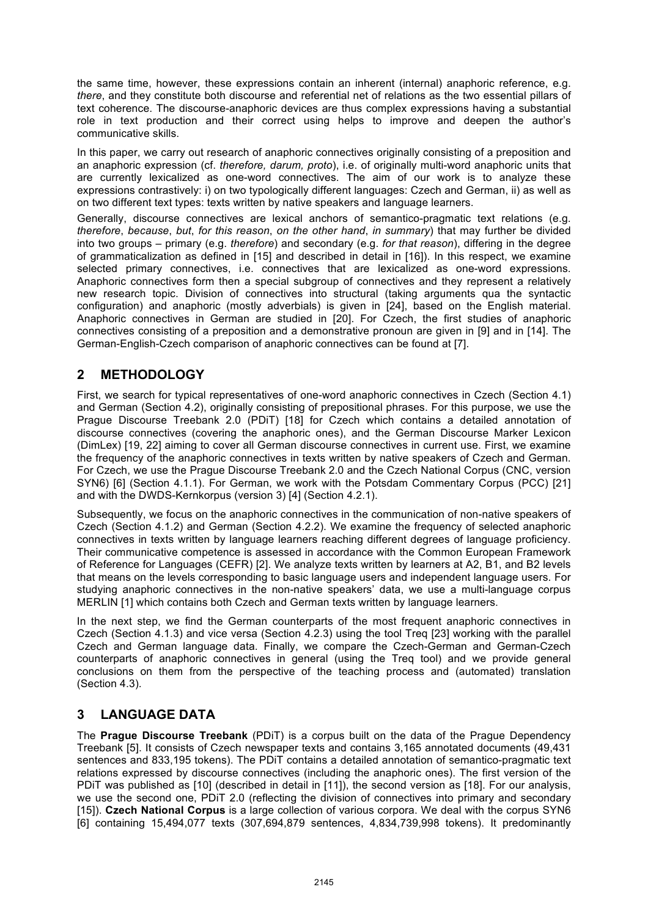the same time, however, these expressions contain an inherent (internal) anaphoric reference, e.g. *there*, and they constitute both discourse and referential net of relations as the two essential pillars of text coherence. The discourse-anaphoric devices are thus complex expressions having a substantial role in text production and their correct using helps to improve and deepen the author's communicative skills.

In this paper, we carry out research of anaphoric connectives originally consisting of a preposition and an anaphoric expression (cf. *therefore, darum, proto*), i.e. of originally multi-word anaphoric units that are currently lexicalized as one-word connectives. The aim of our work is to analyze these expressions contrastively: i) on two typologically different languages: Czech and German, ii) as well as on two different text types: texts written by native speakers and language learners.

Generally, discourse connectives are lexical anchors of semantico-pragmatic text relations (e.g. *therefore*, *because*, *but*, *for this reason*, *on the other hand*, *in summary*) that may further be divided into two groups – primary (e.g. *therefore*) and secondary (e.g. *for that reason*), differing in the degree of grammaticalization as defined in [15] and described in detail in [16]). In this respect, we examine selected primary connectives, i.e. connectives that are lexicalized as one-word expressions. Anaphoric connectives form then a special subgroup of connectives and they represent a relatively new research topic. Division of connectives into structural (taking arguments qua the syntactic configuration) and anaphoric (mostly adverbials) is given in [24], based on the English material. Anaphoric connectives in German are studied in [20]. For Czech, the first studies of anaphoric connectives consisting of a preposition and a demonstrative pronoun are given in [9] and in [14]. The German-English-Czech comparison of anaphoric connectives can be found at [7].

## 2 METHODOLOGY

First, we search for typical representatives of one-word anaphoric connectives in Czech (Section 4.1) and German (Section 4.2), originally consisting of prepositional phrases. For this purpose, we use the Prague Discourse Treebank 2.0 (PDiT) [18] for Czech which contains a detailed annotation of discourse connectives (covering the anaphoric ones), and the German Discourse Marker Lexicon (DimLex) [19, 22] aiming to cover all German discourse connectives in current use. First, we examine the frequency of the anaphoric connectives in texts written by native speakers of Czech and German. For Czech, we use the Prague Discourse Treebank 2.0 and the Czech National Corpus (CNC, version SYN6) [6] (Section 4.1.1). For German, we work with the Potsdam Commentary Corpus (PCC) [21] and with the DWDS-Kernkorpus (version 3) [4] (Section 4.2.1).

Subsequently, we focus on the anaphoric connectives in the communication of non-native speakers of Czech (Section 4.1.2) and German (Section 4.2.2). We examine the frequency of selected anaphoric connectives in texts written by language learners reaching different degrees of language proficiency. Their communicative competence is assessed in accordance with the Common European Framework of Reference for Languages (CEFR) [2]. We analyze texts written by learners at A2, B1, and B2 levels that means on the levels corresponding to basic language users and independent language users. For studying anaphoric connectives in the non-native speakers' data, we use a multi-language corpus MERLIN [1] which contains both Czech and German texts written by language learners.

In the next step, we find the German counterparts of the most frequent anaphoric connectives in Czech (Section 4.1.3) and vice versa (Section 4.2.3) using the tool Treq [23] working with the parallel Czech and German language data. Finally, we compare the Czech-German and German-Czech counterparts of anaphoric connectives in general (using the Treq tool) and we provide general conclusions on them from the perspective of the teaching process and (automated) translation (Section 4.3).

## 3 LANGUAGE DATA

The **Prague Discourse Treebank** (PDiT) is a corpus built on the data of the Prague Dependency Treebank [5]. It consists of Czech newspaper texts and contains 3,165 annotated documents (49,431 sentences and 833,195 tokens). The PDiT contains a detailed annotation of semantico-pragmatic text relations expressed by discourse connectives (including the anaphoric ones). The first version of the PDiT was published as [10] (described in detail in [11]), the second version as [18]. For our analysis, we use the second one, PDiT 2.0 (reflecting the division of connectives into primary and secondary [15]). **Czech National Corpus** is a large collection of various corpora. We deal with the corpus SYN6 [6] containing 15,494,077 texts (307,694,879 sentences, 4,834,739,998 tokens). It predominantly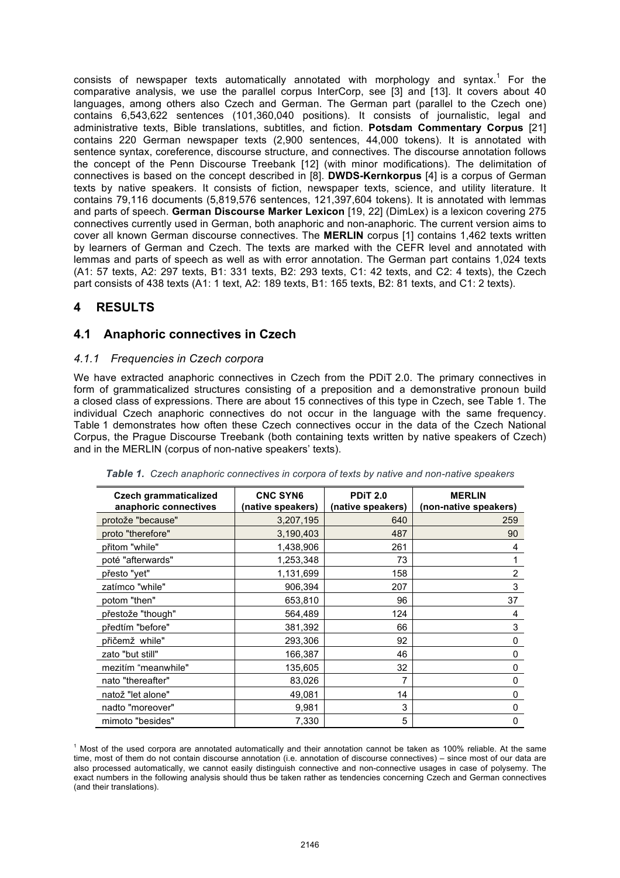consists of newspaper texts automatically annotated with morphology and syntax.[1] For the comparative analysis, we use the parallel corpus InterCorp, see [3] and [13]. It covers about 40 languages, among others also Czech and German. The German part (parallel to the Czech one) contains 6,543,622 sentences (101,360,040 positions). It consists of journalistic, legal and administrative texts, Bible translations, subtitles, and fiction. **Potsdam Commentary Corpus** [21] contains 220 German newspaper texts (2,900 sentences, 44,000 tokens). It is annotated with sentence syntax, coreference, discourse structure, and connectives. The discourse annotation follows the concept of the Penn Discourse Treebank [12] (with minor modifications). The delimitation of connectives is based on the concept described in [8]. **DWDS-Kernkorpus** [4] is a corpus of German texts by native speakers. It consists of fiction, newspaper texts, science, and utility literature. It contains 79,116 documents (5,819,576 sentences, 121,397,604 tokens). It is annotated with lemmas and parts of speech. **German Discourse Marker Lexicon** [19, 22] (DimLex) is a lexicon covering 275 connectives currently used in German, both anaphoric and non-anaphoric. The current version aims to cover all known German discourse connectives. The **MERLIN** corpus [1] contains 1,462 texts written by learners of German and Czech. The texts are marked with the CEFR level and annotated with lemmas and parts of speech as well as with error annotation. The German part contains 1,024 texts (A1: 57 texts, A2: 297 texts, B1: 331 texts, B2: 293 texts, C1: 42 texts, and C2: 4 texts), the Czech part consists of 438 texts (A1: 1 text, A2: 189 texts, B1: 165 texts, B2: 81 texts, and C1: 2 texts).

# 4 RESULTS

## 4.1 Anaphoric connectives in Czech

### *4.1.1 Frequencies in Czech corpora*

We have extracted anaphoric connectives in Czech from the PDiT 2.0. The primary connectives in form of grammaticalized structures consisting of a preposition and a demonstrative pronoun build a closed class of expressions. There are about 15 connectives of this type in Czech, see Table 1. The individual Czech anaphoric connectives do not occur in the language with the same frequency. Table 1 demonstrates how often these Czech connectives occur in the data of the Czech National Corpus, the Prague Discourse Treebank (both containing texts written by native speakers of Czech) and in the MERLIN (corpus of non-native speakers' texts).

***Table 1.*** *Czech anaphoric connectives in corpora of texts by native and non-native speakers*

| Czech grammaticalized anaphoric connectives | CNC SYN6 (native speakers) | PDiT 2.0 (native speakers) | MERLIN (non-native speakers) |
|---|---|---|---|
| protože "because" | 3,207,195 | 640 | 259 |
| proto "therefore" | 3,190,403 | 487 | 90 |
| přitom "while" | 1,438,906 | 261 | 4 |
| poté "afterwards" | 1,253,348 | 73 | 1 |
| přesto "yet" | 1,131,699 | 158 | 2 |
| zatímco "while" | 906,394 | 207 | 3 |
| potom "then" | 653,810 | 96 | 37 |
| přestože "though" | 564,489 | 124 | 4 |
| předtím "before" | 381,392 | 66 | 3 |
| přičemž while" | 293,306 | 92 | 0 |
| zato "but still" | 166,387 | 46 | 0 |
| mezitím "meanwhile" | 135,605 | 32 | 0 |
| nato "thereafter" | 83,026 | 7 | 0 |
| natož "let alone" | 49,081 | 14 | 0 |
| nadto "moreover" | 9,981 | 3 | 0 |
| mimoto "besides" | 7,330 | 5 | 0 |

[1] Most of the used corpora are annotated automatically and their annotation cannot be taken as 100% reliable. At the same time, most of them do not contain discourse annotation (i.e. annotation of discourse connectives) – since most of our data are also processed automatically, we cannot easily distinguish connective and non-connective usages in case of polysemy. The exact numbers in the following analysis should thus be taken rather as tendencies concerning Czech and German connectives (and their translations).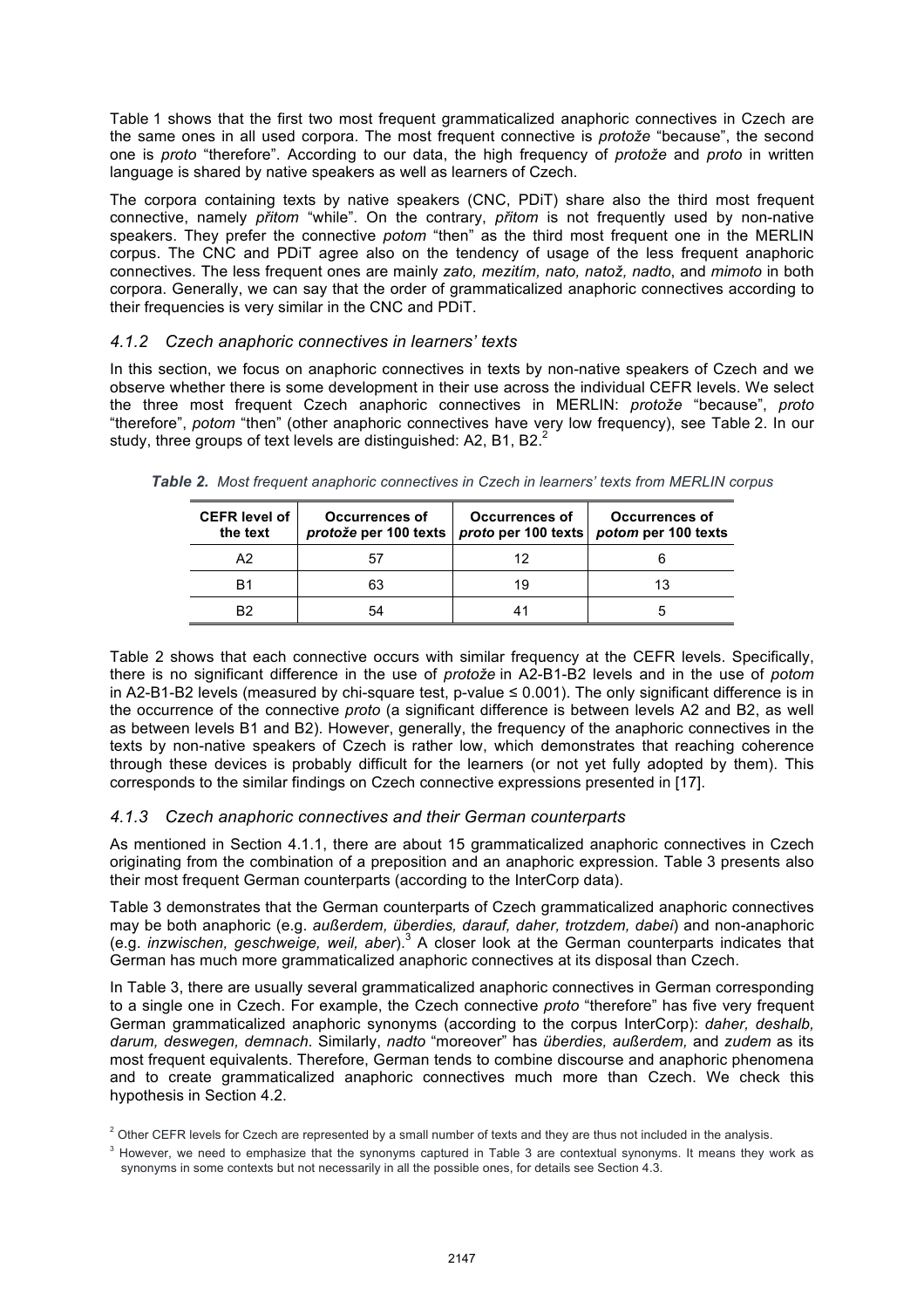Table 1 shows that the first two most frequent grammaticalized anaphoric connectives in Czech are the same ones in all used corpora. The most frequent connective is *protože* "because", the second one is *proto* "therefore". According to our data, the high frequency of *protože* and *proto* in written language is shared by native speakers as well as learners of Czech.

The corpora containing texts by native speakers (CNC, PDiT) share also the third most frequent connective, namely *přitom* "while". On the contrary, *přitom* is not frequently used by non-native speakers. They prefer the connective *potom* "then" as the third most frequent one in the MERLIN corpus. The CNC and PDiT agree also on the tendency of usage of the less frequent anaphoric connectives. The less frequent ones are mainly *zato, mezitím, nato, natož, nadto*, and *mimoto* in both corpora. Generally, we can say that the order of grammaticalized anaphoric connectives according to their frequencies is very similar in the CNC and PDiT.

### *4.1.2 Czech anaphoric connectives in learners' texts*

In this section, we focus on anaphoric connectives in texts by non-native speakers of Czech and we observe whether there is some development in their use across the individual CEFR levels. We select the three most frequent Czech anaphoric connectives in MERLIN: *protože* "because", *proto* "therefore", *potom* "then" (other anaphoric connectives have very low frequency), see Table 2. In our study, three groups of text levels are distinguished: A2, B1, B2.[2]

***Table 2.** Most frequent anaphoric connectives in Czech in learners' texts from MERLIN corpus*

| CEFR level of the text | Occurrences of *protože* per 100 texts | Occurrences of *proto* per 100 texts | Occurrences of *potom* per 100 texts |
|---|---|---|---|
| A2 | 57 | 12 | 6 |
| B1 | 63 | 19 | 13 |
| B2 | 54 | 41 | 5 |

Table 2 shows that each connective occurs with similar frequency at the CEFR levels. Specifically, there is no significant difference in the use of *protože* in A2-B1-B2 levels and in the use of *potom* in A2-B1-B2 levels (measured by chi-square test, p-value $\leq 0.001$). The only significant difference is in the occurrence of the connective *proto* (a significant difference is between levels A2 and B2, as well as between levels B1 and B2). However, generally, the frequency of the anaphoric connectives in the texts by non-native speakers of Czech is rather low, which demonstrates that reaching coherence through these devices is probably difficult for the learners (or not yet fully adopted by them). This corresponds to the similar findings on Czech connective expressions presented in [17].

### *4.1.3 Czech anaphoric connectives and their German counterparts*

As mentioned in Section 4.1.1, there are about 15 grammaticalized anaphoric connectives in Czech originating from the combination of a preposition and an anaphoric expression. Table 3 presents also their most frequent German counterparts (according to the InterCorp data).

Table 3 demonstrates that the German counterparts of Czech grammaticalized anaphoric connectives may be both anaphoric (e.g. *außerdem, überdies, darauf, daher, trotzdem, dabei*) and non-anaphoric (e.g. *inzwischen, geschweige, weil, aber*).[3] A closer look at the German counterparts indicates that German has much more grammaticalized anaphoric connectives at its disposal than Czech.

In Table 3, there are usually several grammaticalized anaphoric connectives in German corresponding to a single one in Czech. For example, the Czech connective *proto* "therefore" has five very frequent German grammaticalized anaphoric synonyms (according to the corpus InterCorp): *daher, deshalb, darum, deswegen, demnach*. Similarly, *nadto* "moreover" has *überdies, außerdem,* and *zudem* as its most frequent equivalents. Therefore, German tends to combine discourse and anaphoric phenomena and to create grammaticalized anaphoric connectives much more than Czech. We check this hypothesis in Section 4.2.

[2] Other CEFR levels for Czech are represented by a small number of texts and they are thus not included in the analysis.

[3] However, we need to emphasize that the synonyms captured in Table 3 are contextual synonyms. It means they work as synonyms in some contexts but not necessarily in all the possible ones, for details see Section 4.3.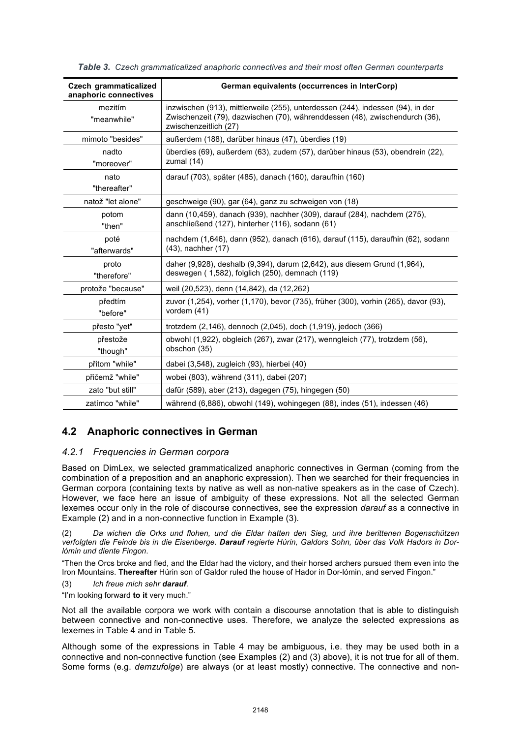*Table 3. Czech grammaticalized anaphoric connectives and their most often German counterparts*

| Czech grammaticalized anaphoric connectives | German equivalents (occurrences in InterCorp) |
|---|---|
| mezitím "meanwhile" | inzwischen (913), mittlerweile (255), unterdessen (244), indessen (94), in der Zwischenzeit (79), dazwischen (70), währenddessen (48), zwischendurch (36), zwischenzeitlich (27) |
| mimoto "besides" | außerdem (188), darüber hinaus (47), überdies (19) |
| nadto "moreover" | überdies (69), außerdem (63), zudem (57), darüber hinaus (53), obendrein (22), zumal (14) |
| nato "thereafter" | darauf (703), später (485), danach (160), daraufhin (160) |
| natož "let alone" | geschweige (90), gar (64), ganz zu schweigen von (18) |
| potom "then" | dann (10,459), danach (939), nachher (309), darauf (284), nachdem (275), anschließend (127), hinterher (116), sodann (61) |
| poté "afterwards" | nachdem (1,646), dann (952), danach (616), darauf (115), daraufhin (62), sodann (43), nachher (17) |
| proto "therefore" | daher (9,928), deshalb (9,394), darum (2,642), aus diesem Grund (1,964), deswegen ( 1,582), folglich (250), demnach (119) |
| protože "because" | weil (20,523), denn (14,842), da (12,262) |
| předtím "before" | zuvor (1,254), vorher (1,170), bevor (735), früher (300), vorhin (265), davor (93), vordem (41) |
| přesto "yet" | trotzdem (2,146), dennoch (2,045), doch (1,919), jedoch (366) |
| přestože "though" | obwohl (1,922), obgleich (267), zwar (217), wenngleich (77), trotzdem (56), obschon (35) |
| přitom "while" | dabei (3,548), zugleich (93), hierbei (40) |
| přičemž "while" | wobei (803), während (311), dabei (207) |
| zato "but still" | dafür (589), aber (213), dagegen (75), hingegen (50) |
| zatímco "while" | während (6,886), obwohl (149), wohingegen (88), indes (51), indessen (46) |

## 4.2 Anaphoric connectives in German

### 4.2.1 Frequencies in German corpora

Based on DimLex, we selected grammaticalized anaphoric connectives in German (coming from the combination of a preposition and an anaphoric expression). Then we searched for their frequencies in German corpora (containing texts by native as well as non-native speakers as in the case of Czech). However, we face here an issue of ambiguity of these expressions. Not all the selected German lexemes occur only in the role of discourse connectives, see the expression *darauf* as a connective in Example (2) and in a non-connective function in Example (3).

(2) *Da wichen die Orks und flohen, und die Eldar hatten den Sieg, und ihre berittenen Bogenschützen verfolgten die Feinde bis in die Eisenberge.* ***Darauf*** *regierte Húrin, Galdors Sohn, über das Volk Hadors in Dor-lómin und diente Fingon.*

"Then the Orcs broke and fled, and the Eldar had the victory, and their horsed archers pursued them even into the Iron Mountains. **Thereafter** Húrin son of Galdor ruled the house of Hador in Dor-lómin, and served Fingon."

(3) *Ich freue mich sehr* ***darauf****.*

"I'm looking forward **to it** very much."

Not all the available corpora we work with contain a discourse annotation that is able to distinguish between connective and non-connective uses. Therefore, we analyze the selected expressions as lexemes in Table 4 and in Table 5.

Although some of the expressions in Table 4 may be ambiguous, i.e. they may be used both in a connective and non-connective function (see Examples (2) and (3) above), it is not true for all of them. Some forms (e.g. *demzufolge*) are always (or at least mostly) connective. The connective and non-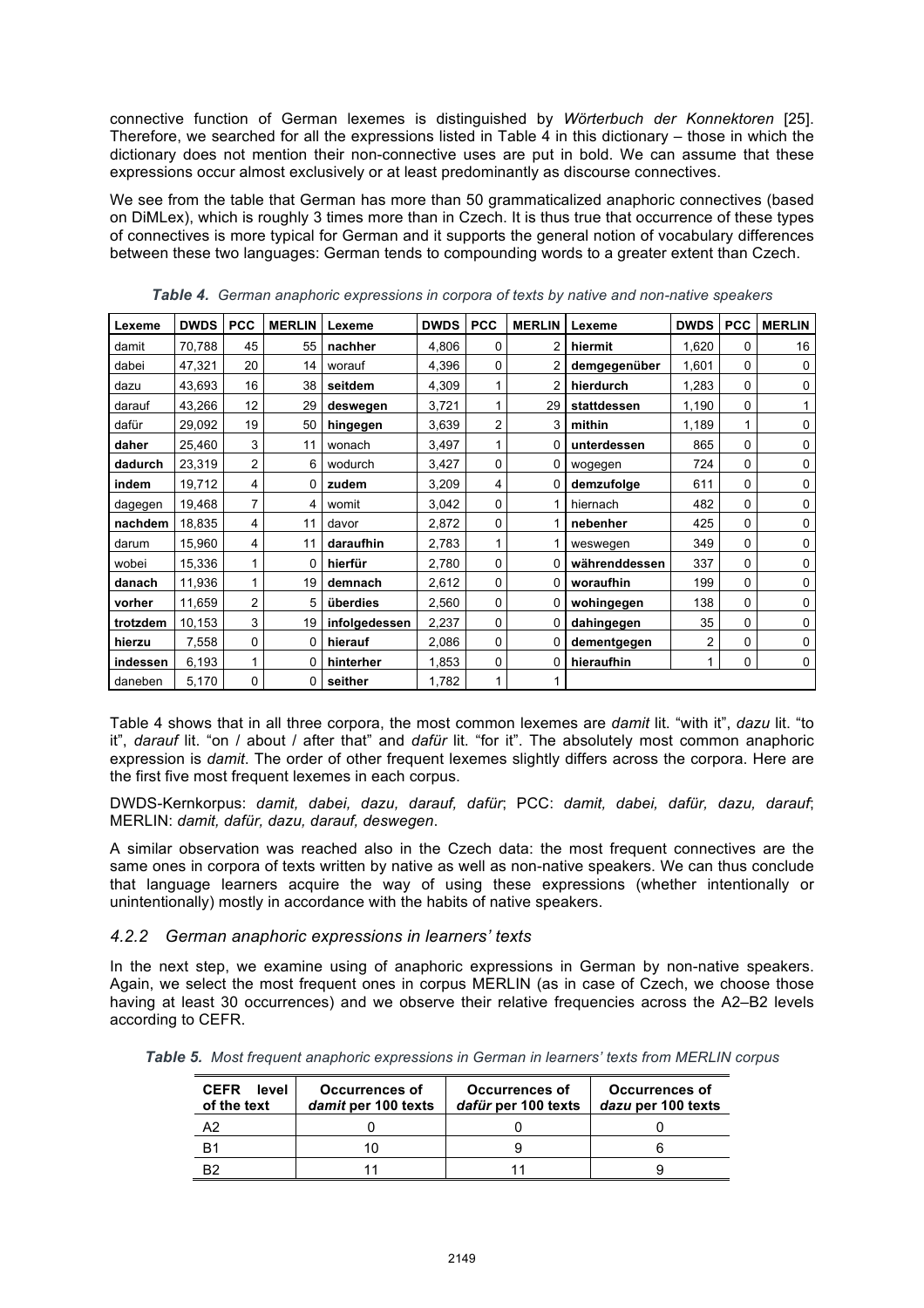connective function of German lexemes is distinguished by *Wörterbuch der Konnektoren* [25]. Therefore, we searched for all the expressions listed in Table 4 in this dictionary – those in which the dictionary does not mention their non-connective uses are put in bold. We can assume that these expressions occur almost exclusively or at least predominantly as discourse connectives.

We see from the table that German has more than 50 grammaticalized anaphoric connectives (based on DiMLex), which is roughly 3 times more than in Czech. It is thus true that occurrence of these types of connectives is more typical for German and it supports the general notion of vocabulary differences between these two languages: German tends to compounding words to a greater extent than Czech.

***Table 4.*** *German anaphoric expressions in corpora of texts by native and non-native speakers*

| Lexeme | DWDS | PCC | MERLIN | Lexeme | DWDS | PCC | MERLIN | Lexeme | DWDS | PCC | MERLIN |
|---|---|---|---|---|---|---|---|---|---|---|---|
| damit | 70,788 | 45 | 55 | **nachher** | 4,806 | 0 | 2 | **hiermit** | 1,620 | 0 | 16 |
| dabei | 47,321 | 20 | 14 | worauf | 4,396 | 0 | 2 | **demgegenüber** | 1,601 | 0 | 0 |
| dazu | 43,693 | 16 | 38 | **seitdem** | 4,309 | 1 | 2 | **hierdurch** | 1,283 | 0 | 0 |
| darauf | 43,266 | 12 | 29 | **deswegen** | 3,721 | 1 | 29 | **stattdessen** | 1,190 | 0 | 1 |
| dafür | 29,092 | 19 | 50 | **hingegen** | 3,639 | 2 | 3 | **mithin** | 1,189 | 1 | 0 |
| **daher** | 25,460 | 3 | 11 | wonach | 3,497 | 1 | 0 | **unterdessen** | 865 | 0 | 0 |
| **dadurch** | 23,319 | 2 | 6 | wodurch | 3,427 | 0 | 0 | wogegen | 724 | 0 | 0 |
| **indem** | 19,712 | 4 | 0 | **zudem** | 3,209 | 4 | 0 | **demzufolge** | 611 | 0 | 0 |
| dagegen | 19,468 | 7 | 4 | womit | 3,042 | 0 | 1 | hiernach | 482 | 0 | 0 |
| **nachdem** | 18,835 | 4 | 11 | davor | 2,872 | 0 | 1 | **nebenher** | 425 | 0 | 0 |
| darum | 15,960 | 4 | 11 | **daraufhin** | 2,783 | 1 | 1 | weswegen | 349 | 0 | 0 |
| wobei | 15,336 | 1 | 0 | **hierfür** | 2,780 | 0 | 0 | **währenddessen** | 337 | 0 | 0 |
| **danach** | 11,936 | 1 | 19 | **demnach** | 2,612 | 0 | 0 | **woraufhin** | 199 | 0 | 0 |
| **vorher** | 11,659 | 2 | 5 | **überdies** | 2,560 | 0 | 0 | **wohingegen** | 138 | 0 | 0 |
| **trotzdem** | 10,153 | 3 | 19 | **infolgedessen** | 2,237 | 0 | 0 | **dahingegen** | 35 | 0 | 0 |
| **hierzu** | 7,558 | 0 | 0 | **hierauf** | 2,086 | 0 | 0 | **dementgegen** | 2 | 0 | 0 |
| **indessen** | 6,193 | 1 | 0 | **hinterher** | 1,853 | 0 | 0 | **hieraufhin** | 1 | 0 | 0 |
| daneben | 5,170 | 0 | 0 | **seither** | 1,782 | 1 | 1 | | | | |

Table 4 shows that in all three corpora, the most common lexemes are *damit* lit. "with it", *dazu* lit. "to it", *darauf* lit. "on / about / after that" and *dafür* lit. "for it". The absolutely most common anaphoric expression is *damit*. The order of other frequent lexemes slightly differs across the corpora. Here are the first five most frequent lexemes in each corpus.

DWDS-Kernkorpus: *damit, dabei, dazu, darauf, dafür*; PCC: *damit, dabei, dafür, dazu, darauf*; MERLIN: *damit, dafür, dazu, darauf, deswegen*.

A similar observation was reached also in the Czech data: the most frequent connectives are the same ones in corpora of texts written by native as well as non-native speakers. We can thus conclude that language learners acquire the way of using these expressions (whether intentionally or unintentionally) mostly in accordance with the habits of native speakers.

### *4.2.2 German anaphoric expressions in learners' texts*

In the next step, we examine using of anaphoric expressions in German by non-native speakers. Again, we select the most frequent ones in corpus MERLIN (as in case of Czech, we choose those having at least 30 occurrences) and we observe their relative frequencies across the A2–B2 levels according to CEFR.

***Table 5.*** *Most frequent anaphoric expressions in German in learners' texts from MERLIN corpus*

| CEFR level of the text | Occurrences of *damit* per 100 texts | Occurrences of *dafür* per 100 texts | Occurrences of *dazu* per 100 texts |
|---|---|---|---|
| A2 | 0 | 0 | 0 |
| B1 | 10 | 9 | 6 |
| B2 | 11 | 11 | 9 |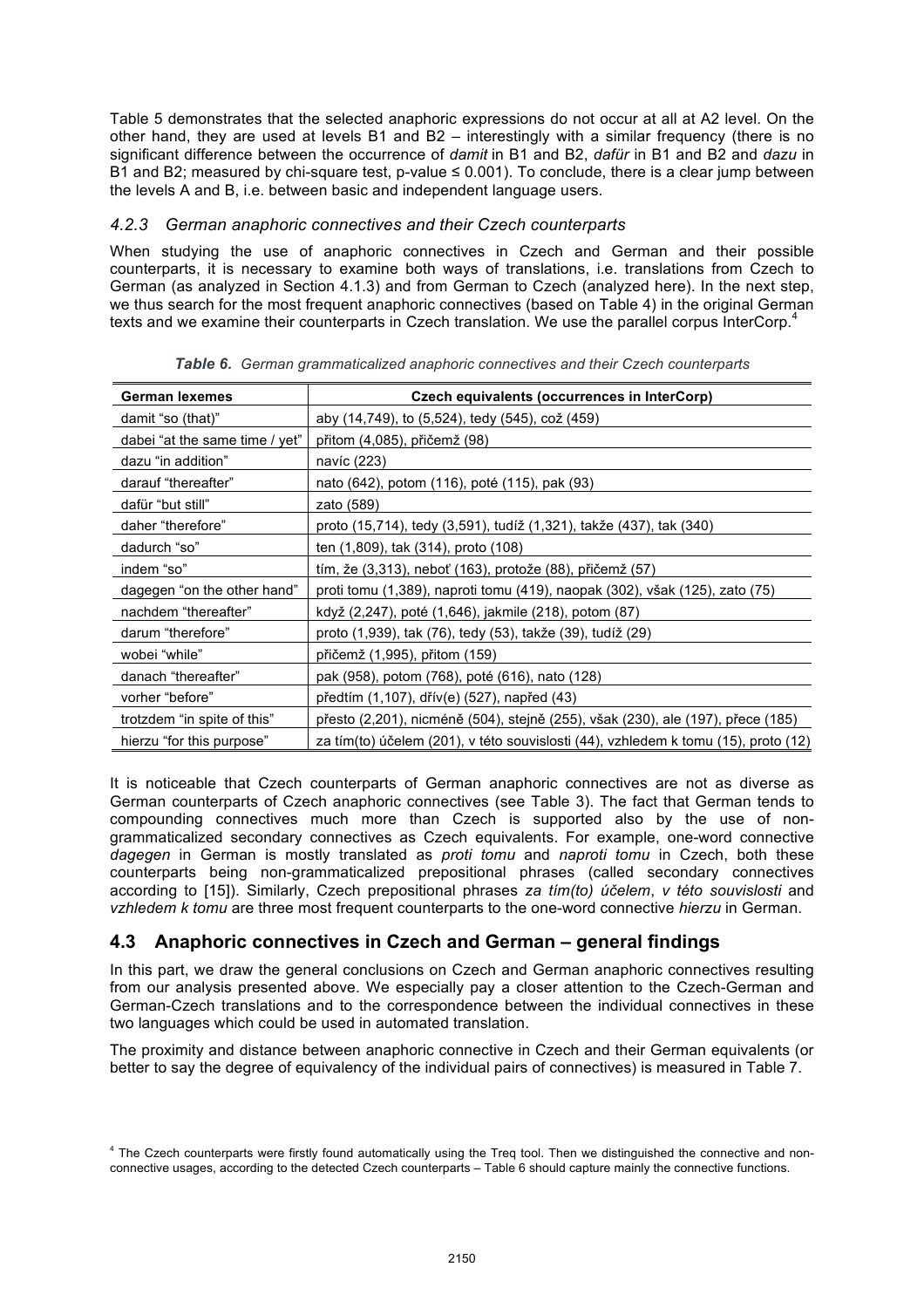Table 5 demonstrates that the selected anaphoric expressions do not occur at all at A2 level. On the other hand, they are used at levels B1 and B2 – interestingly with a similar frequency (there is no significant difference between the occurrence of *damit* in B1 and B2, *dafür* in B1 and B2 and *dazu* in B1 and B2; measured by chi-square test, p-value ≤ 0.001). To conclude, there is a clear jump between the levels A and B, i.e. between basic and independent language users.

### *4.2.3 German anaphoric connectives and their Czech counterparts*

When studying the use of anaphoric connectives in Czech and German and their possible counterparts, it is necessary to examine both ways of translations, i.e. translations from Czech to German (as analyzed in Section 4.1.3) and from German to Czech (analyzed here). In the next step, we thus search for the most frequent anaphoric connectives (based on Table 4) in the original German texts and we examine their counterparts in Czech translation. We use the parallel corpus InterCorp.[4]

***Table 6.*** *German grammaticalized anaphoric connectives and their Czech counterparts*

| German lexemes | Czech equivalents (occurrences in InterCorp) |
|---|---|
| damit "so (that)" | aby (14,749), to (5,524), tedy (545), což (459) |
| dabei "at the same time / yet" | přitom (4,085), přičemž (98) |
| dazu "in addition" | navíc (223) |
| darauf "thereafter" | nato (642), potom (116), poté (115), pak (93) |
| dafür "but still" | zato (589) |
| daher "therefore" | proto (15,714), tedy (3,591), tudíž (1,321), takže (437), tak (340) |
| dadurch "so" | ten (1,809), tak (314), proto (108) |
| indem "so" | tím, že (3,313), neboť (163), protože (88), přičemž (57) |
| dagegen "on the other hand" | proti tomu (1,389), naproti tomu (419), naopak (302), však (125), zato (75) |
| nachdem "thereafter" | když (2,247), poté (1,646), jakmile (218), potom (87) |
| darum "therefore" | proto (1,939), tak (76), tedy (53), takže (39), tudíž (29) |
| wobei "while" | přičemž (1,995), přitom (159) |
| danach "thereafter" | pak (958), potom (768), poté (616), nato (128) |
| vorher "before" | předtím (1,107), dřív(e) (527), napřed (43) |
| trotzdem "in spite of this" | přesto (2,201), nicméně (504), stejně (255), však (230), ale (197), přece (185) |
| hierzu "for this purpose" | za tím(to) účelem (201), v této souvislosti (44), vzhledem k tomu (15), proto (12) |

It is noticeable that Czech counterparts of German anaphoric connectives are not as diverse as German counterparts of Czech anaphoric connectives (see Table 3). The fact that German tends to compounding connectives much more than Czech is supported also by the use of non-grammaticalized secondary connectives as Czech equivalents. For example, one-word connective *dagegen* in German is mostly translated as *proti tomu* and *naproti tomu* in Czech, both these counterparts being non-grammaticalized prepositional phrases (called secondary connectives according to [15]). Similarly, Czech prepositional phrases *za tím(to) účelem*, *v této souvislosti* and *vzhledem k tomu* are three most frequent counterparts to the one-word connective *hierzu* in German.

## 4.3 Anaphoric connectives in Czech and German – general findings

In this part, we draw the general conclusions on Czech and German anaphoric connectives resulting from our analysis presented above. We especially pay a closer attention to the Czech-German and German-Czech translations and to the correspondence between the individual connectives in these two languages which could be used in automated translation.

The proximity and distance between anaphoric connective in Czech and their German equivalents (or better to say the degree of equivalency of the individual pairs of connectives) is measured in Table 7.

[4] The Czech counterparts were firstly found automatically using the Treq tool. Then we distinguished the connective and non-connective usages, according to the detected Czech counterparts – Table 6 should capture mainly the connective functions.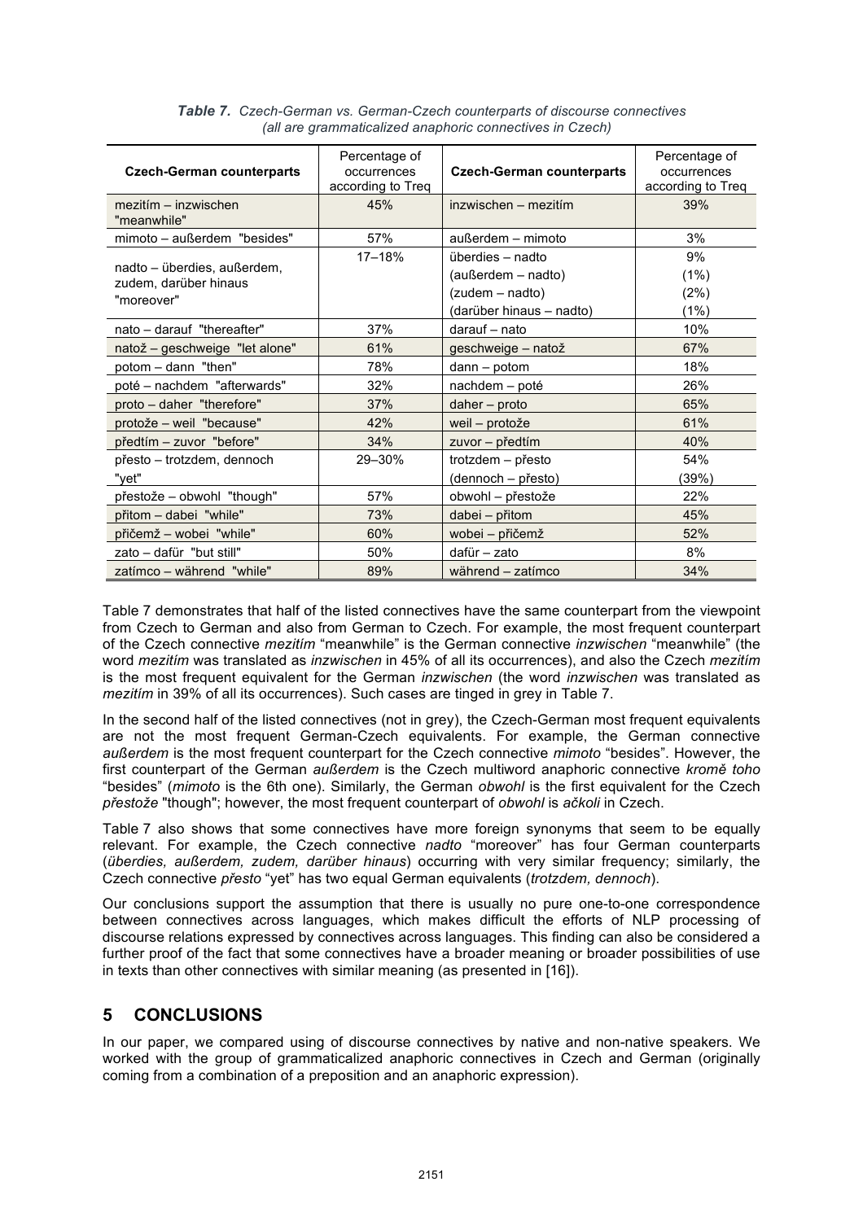***Table 7.** Czech-German vs. German-Czech counterparts of discourse connectives (all are grammaticalized anaphoric connectives in Czech)*

| Czech-German counterparts | Percentage of occurrences according to Treq | Czech-German counterparts | Percentage of occurrences according to Treq |
|---|---|---|---|
| mezitím – inzwischen "meanwhile" | 45% | inzwischen – mezitím | 39% |
| mimoto – außerdem "besides" | 57% | außerdem – mimoto | 3% |
| nadto – überdies, außerdem, zudem, darüber hinaus "moreover" | 17–18% | überdies – nadto<br>(außerdem – nadto)<br>(zudem – nadto)<br>(darüber hinaus – nadto) | 9%<br>(1%)<br>(2%)<br>(1%) |
| nato – darauf "thereafter" | 37% | darauf – nato | 10% |
| natož – geschweige "let alone" | 61% | geschweige – natož | 67% |
| potom – dann "then" | 78% | dann – potom | 18% |
| poté – nachdem "afterwards" | 32% | nachdem – poté | 26% |
| proto – daher "therefore" | 37% | daher – proto | 65% |
| protože – weil "because" | 42% | weil – protože | 61% |
| předtím – zuvor "before" | 34% | zuvor – předtím | 40% |
| přesto – trotzdem, dennoch "yet" | 29–30% | trotzdem – přesto<br>(dennoch – přesto) | 54%<br>(39%) |
| přestože – obwohl "though" | 57% | obwohl – přestože | 22% |
| přitom – dabei "while" | 73% | dabei – přitom | 45% |
| přičemž – wobei "while" | 60% | wobei – přičemž | 52% |
| zato – dafür "but still" | 50% | dafür – zato | 8% |
| zatímco – während "while" | 89% | während – zatímco | 34% |

Table 7 demonstrates that half of the listed connectives have the same counterpart from the viewpoint from Czech to German and also from German to Czech. For example, the most frequent counterpart of the Czech connective *mezitím* "meanwhile" is the German connective *inzwischen* "meanwhile" (the word *mezitím* was translated as *inzwischen* in 45% of all its occurrences), and also the Czech *mezitím* is the most frequent equivalent for the German *inzwischen* (the word *inzwischen* was translated as *mezitím* in 39% of all its occurrences). Such cases are tinged in grey in Table 7.

In the second half of the listed connectives (not in grey), the Czech-German most frequent equivalents are not the most frequent German-Czech equivalents. For example, the German connective *außerdem* is the most frequent counterpart for the Czech connective *mimoto* "besides". However, the first counterpart of the German *außerdem* is the Czech multiword anaphoric connective *kromě toho* "besides" (*mimoto* is the 6th one). Similarly, the German *obwohl* is the first equivalent for the Czech *přestože* "though"; however, the most frequent counterpart of *obwohl* is *ačkoli* in Czech.

Table 7 also shows that some connectives have more foreign synonyms that seem to be equally relevant. For example, the Czech connective *nadto* "moreover" has four German counterparts (*überdies, außerdem, zudem, darüber hinaus*) occurring with very similar frequency; similarly, the Czech connective *přesto* "yet" has two equal German equivalents (*trotzdem, dennoch*).

Our conclusions support the assumption that there is usually no pure one-to-one correspondence between connectives across languages, which makes difficult the efforts of NLP processing of discourse relations expressed by connectives across languages. This finding can also be considered a further proof of the fact that some connectives have a broader meaning or broader possibilities of use in texts than other connectives with similar meaning (as presented in [16]).

## 5 CONCLUSIONS

In our paper, we compared using of discourse connectives by native and non-native speakers. We worked with the group of grammaticalized anaphoric connectives in Czech and German (originally coming from a combination of a preposition and an anaphoric expression).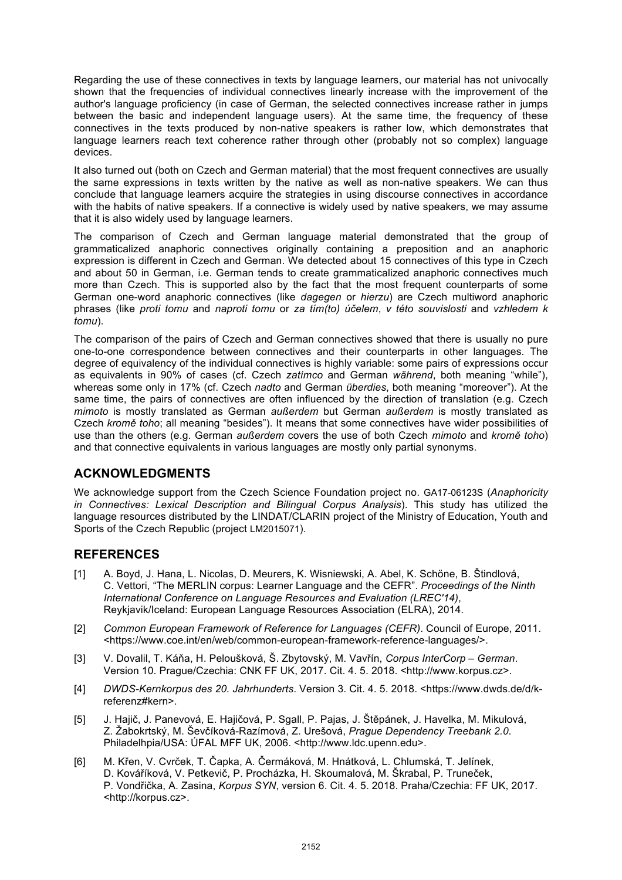Regarding the use of these connectives in texts by language learners, our material has not univocally shown that the frequencies of individual connectives linearly increase with the improvement of the author's language proficiency (in case of German, the selected connectives increase rather in jumps between the basic and independent language users). At the same time, the frequency of these connectives in the texts produced by non-native speakers is rather low, which demonstrates that language learners reach text coherence rather through other (probably not so complex) language devices.

It also turned out (both on Czech and German material) that the most frequent connectives are usually the same expressions in texts written by the native as well as non-native speakers. We can thus conclude that language learners acquire the strategies in using discourse connectives in accordance with the habits of native speakers. If a connective is widely used by native speakers, we may assume that it is also widely used by language learners.

The comparison of Czech and German language material demonstrated that the group of grammaticalized anaphoric connectives originally containing a preposition and an anaphoric expression is different in Czech and German. We detected about 15 connectives of this type in Czech and about 50 in German, i.e. German tends to create grammaticalized anaphoric connectives much more than Czech. This is supported also by the fact that the most frequent counterparts of some German one-word anaphoric connectives (like *dagegen* or *hierzu*) are Czech multiword anaphoric phrases (like *proti tomu* and *naproti tomu* or *za tím(to) účelem*, *v této souvislosti* and *vzhledem k tomu*).

The comparison of the pairs of Czech and German connectives showed that there is usually no pure one-to-one correspondence between connectives and their counterparts in other languages. The degree of equivalency of the individual connectives is highly variable: some pairs of expressions occur as equivalents in 90% of cases (cf. Czech *zatímco* and German *während*, both meaning "while"), whereas some only in 17% (cf. Czech *nadto* and German *überdies*, both meaning "moreover"). At the same time, the pairs of connectives are often influenced by the direction of translation (e.g. Czech *mimoto* is mostly translated as German *außerdem* but German *außerdem* is mostly translated as Czech *kromě toho*; all meaning "besides"). It means that some connectives have wider possibilities of use than the others (e.g. German *außerdem* covers the use of both Czech *mimoto* and *kromě toho*) and that connective equivalents in various languages are mostly only partial synonyms.

## ACKNOWLEDGMENTS

We acknowledge support from the Czech Science Foundation project no. GA17-06123S (*Anaphoricity in Connectives: Lexical Description and Bilingual Corpus Analysis*). This study has utilized the language resources distributed by the LINDAT/CLARIN project of the Ministry of Education, Youth and Sports of the Czech Republic (project LM2015071).

## REFERENCES

[1] A. Boyd, J. Hana, L. Nicolas, D. Meurers, K. Wisniewski, A. Abel, K. Schöne, B. Štindlová, C. Vettori, "The MERLIN corpus: Learner Language and the CEFR". *Proceedings of the Ninth International Conference on Language Resources and Evaluation (LREC'14)*, Reykjavik/Iceland: European Language Resources Association (ELRA), 2014.

[2] *Common European Framework of Reference for Languages (CEFR)*. Council of Europe, 2011. <https://www.coe.int/en/web/common-european-framework-reference-languages/>.

[3] V. Dovalil, T. Káňa, H. Peloušková, Š. Zbytovský, M. Vavřín, *Corpus InterCorp – German*. Version 10. Prague/Czechia: CNK FF UK, 2017. Cit. 4. 5. 2018. <http://www.korpus.cz>.

[4] *DWDS-Kernkorpus des 20. Jahrhunderts*. Version 3. Cit. 4. 5. 2018. <https://www.dwds.de/d/k-referenz#kern>.

[5] J. Hajič, J. Panevová, E. Hajičová, P. Sgall, P. Pajas, J. Štěpánek, J. Havelka, M. Mikulová, Z. Žabokrtský, M. Ševčíková-Razímová, Z. Urešová, *Prague Dependency Treebank 2.0*. Philadelhpia/USA: ÚFAL MFF UK, 2006. <http://www.ldc.upenn.edu>.

[6] M. Křen, V. Cvrček, T. Čapka, A. Čermáková, M. Hnátková, L. Chlumská, T. Jelínek, D. Kováříková, V. Petkevič, P. Procházka, H. Skoumalová, M. Škrabal, P. Truneček, P. Vondřička, A. Zasina, *Korpus SYN*, version 6. Cit. 4. 5. 2018. Praha/Czechia: FF UK, 2017. <http://korpus.cz>.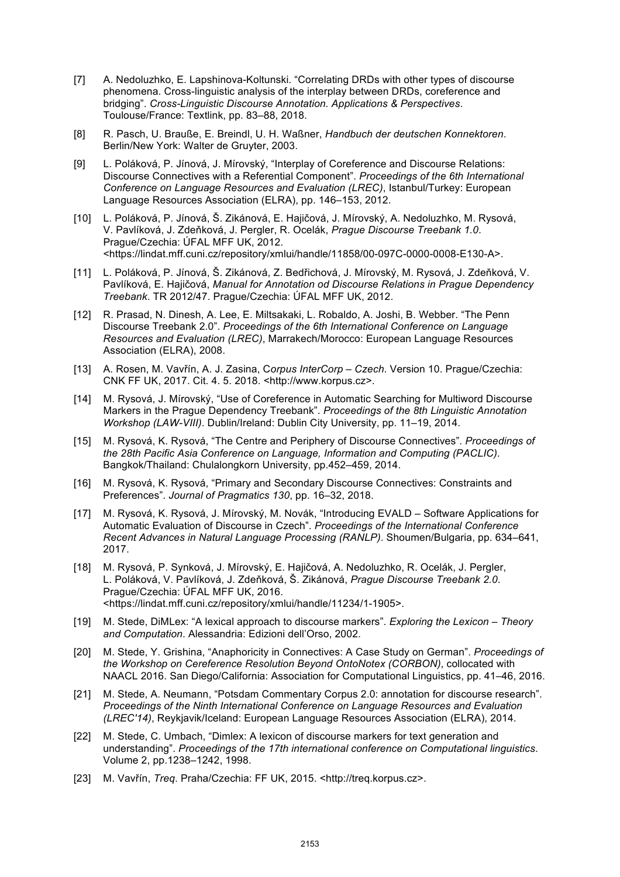[7] A. Nedoluzhko, E. Lapshinova-Koltunski. “Correlating DRDs with other types of discourse phenomena. Cross-linguistic analysis of the interplay between DRDs, coreference and bridging”. *Cross-Linguistic Discourse Annotation. Applications & Perspectives*. Toulouse/France: Textlink, pp. 83–88, 2018.

[8] R. Pasch, U. Brauße, E. Breindl, U. H. Waßner, *Handbuch der deutschen Konnektoren*. Berlin/New York: Walter de Gruyter, 2003.

[9] L. Poláková, P. Jínová, J. Mírovský, “Interplay of Coreference and Discourse Relations: Discourse Connectives with a Referential Component”. *Proceedings of the 6th International Conference on Language Resources and Evaluation (LREC)*, Istanbul/Turkey: European Language Resources Association (ELRA), pp. 146–153, 2012.

[10] L. Poláková, P. Jínová, Š. Zikánová, E. Hajičová, J. Mírovský, A. Nedoluzhko, M. Rysová, V. Pavlíková, J. Zdeňková, J. Pergler, R. Ocelák, *Prague Discourse Treebank 1.0*. Prague/Czechia: ÚFAL MFF UK, 2012. <https://lindat.mff.cuni.cz/repository/xmlui/handle/11858/00-097C-0000-0008-E130-A>.

[11] L. Poláková, P. Jínová, Š. Zikánová, Z. Bedřichová, J. Mírovský, M. Rysová, J. Zdeňková, V. Pavlíková, E. Hajičová, *Manual for Annotation od Discourse Relations in Prague Dependency Treebank*. TR 2012/47. Prague/Czechia: ÚFAL MFF UK, 2012.

[12] R. Prasad, N. Dinesh, A. Lee, E. Miltsakaki, L. Robaldo, A. Joshi, B. Webber. “The Penn Discourse Treebank 2.0”. *Proceedings of the 6th International Conference on Language Resources and Evaluation (LREC)*, Marrakech/Morocco: European Language Resources Association (ELRA), 2008.

[13] A. Rosen, M. Vavřín, A. J. Zasina, C*orpus InterCorp – Czech*. Version 10. Prague/Czechia: CNK FF UK, 2017. Cit. 4. 5. 2018. <http://www.korpus.cz>.

[14] M. Rysová, J. Mírovský, “Use of Coreference in Automatic Searching for Multiword Discourse Markers in the Prague Dependency Treebank”. *Proceedings of the 8th Linguistic Annotation Workshop (LAW-VIII)*. Dublin/Ireland: Dublin City University, pp. 11–19, 2014.

[15] M. Rysová, K. Rysová, “The Centre and Periphery of Discourse Connectives”. *Proceedings of the 28th Pacific Asia Conference on Language, Information and Computing (PACLIC)*. Bangkok/Thailand: Chulalongkorn University, pp.452–459, 2014.

[16] M. Rysová, K. Rysová, “Primary and Secondary Discourse Connectives: Constraints and Preferences”. *Journal of Pragmatics 130*, pp. 16–32, 2018.

[17] M. Rysová, K. Rysová, J. Mírovský, M. Novák, “Introducing EVALD – Software Applications for Automatic Evaluation of Discourse in Czech”. *Proceedings of the International Conference Recent Advances in Natural Language Processing (RANLP)*. Shoumen/Bulgaria, pp. 634–641, 2017.

[18] M. Rysová, P. Synková, J. Mírovský, E. Hajičová, A. Nedoluzhko, R. Ocelák, J. Pergler, L. Poláková, V. Pavlíková, J. Zdeňková, Š. Zikánová, *Prague Discourse Treebank 2.0*. Prague/Czechia: ÚFAL MFF UK, 2016. <https://lindat.mff.cuni.cz/repository/xmlui/handle/11234/1-1905>.

[19] M. Stede, DiMLex: “A lexical approach to discourse markers”. *Exploring the Lexicon – Theory and Computation*. Alessandria: Edizioni dell'Orso, 2002.

[20] M. Stede, Y. Grishina, “Anaphoricity in Connectives: A Case Study on German”. *Proceedings of the Workshop on Cereference Resolution Beyond OntoNotex (CORBON)*, collocated with NAACL 2016. San Diego/California: Association for Computational Linguistics, pp. 41–46, 2016.

[21] M. Stede, A. Neumann, “Potsdam Commentary Corpus 2.0: annotation for discourse research”. *Proceedings of the Ninth International Conference on Language Resources and Evaluation (LREC'14)*, Reykjavik/Iceland: European Language Resources Association (ELRA), 2014.

[22] M. Stede, C. Umbach, “Dimlex: A lexicon of discourse markers for text generation and understanding”. *Proceedings of the 17th international conference on Computational linguistics*. Volume 2, pp.1238–1242, 1998.

[23] M. Vavřín, *Treq*. Praha/Czechia: FF UK, 2015. <http://treq.korpus.cz>.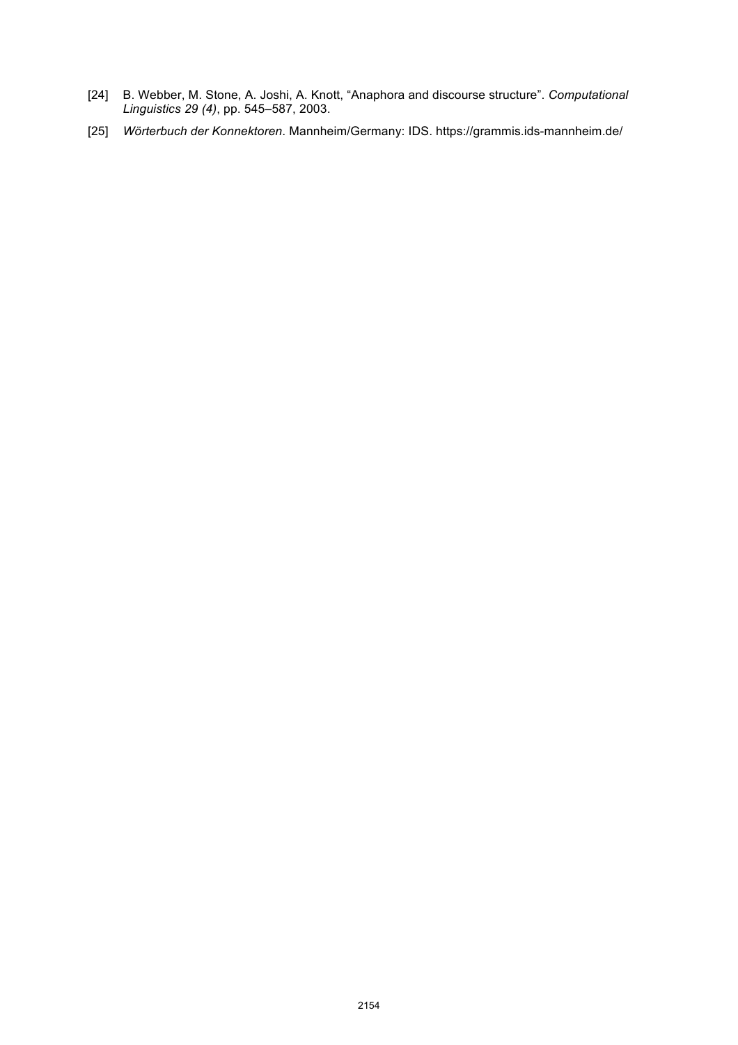[24] B. Webber, M. Stone, A. Joshi, A. Knott, “Anaphora and discourse structure”. *Computational Linguistics 29 (4)*, pp. 545–587, 2003.

[25] *Wörterbuch der Konnektoren*. Mannheim/Germany: IDS. https://grammis.ids-mannheim.de/